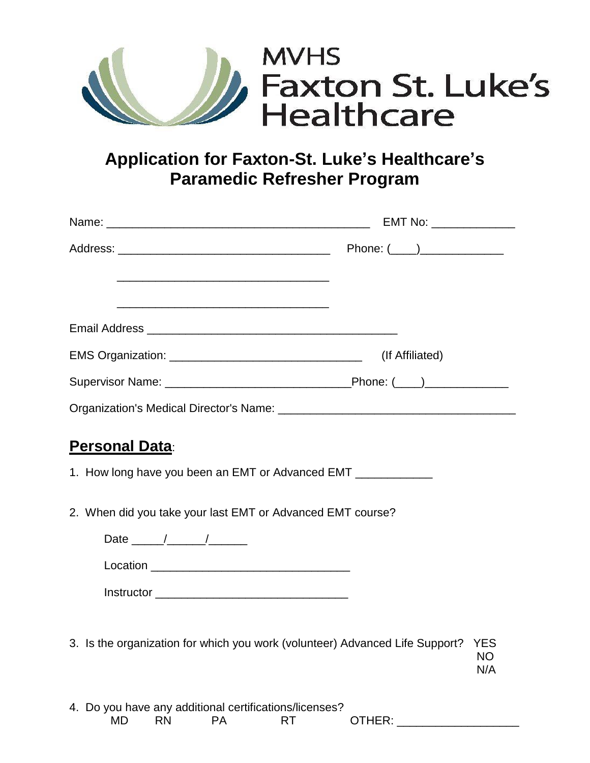MVHS
Faxton St. Luke's
Healthcare

# Application for Faxton-St. Luke's Healthcare's Paramedic Refresher Program

Name: __________________________________________ EMT No: _____________

Address: _________________________________ Phone: (____)_____________

_________________________________

_________________________________

Email Address ________________________________________

EMS Organization: _______________________________ (If Affiliated)

Supervisor Name: _____________________________Phone: (____)_____________

Organization's Medical Director's Name: _____________________________________

## Personal Data:

1. How long have you been an EMT or Advanced EMT ____________

2. When did you take your last EMT or Advanced EMT course?

   Date _____/______/______

   Location _______________________________

   Instructor _______________________________

3. Is the organization for which you work (volunteer) Advanced Life Support? YES NO N/A

4. Do you have any additional certifications/licenses?
   MD RN PA RT OTHER: ___________________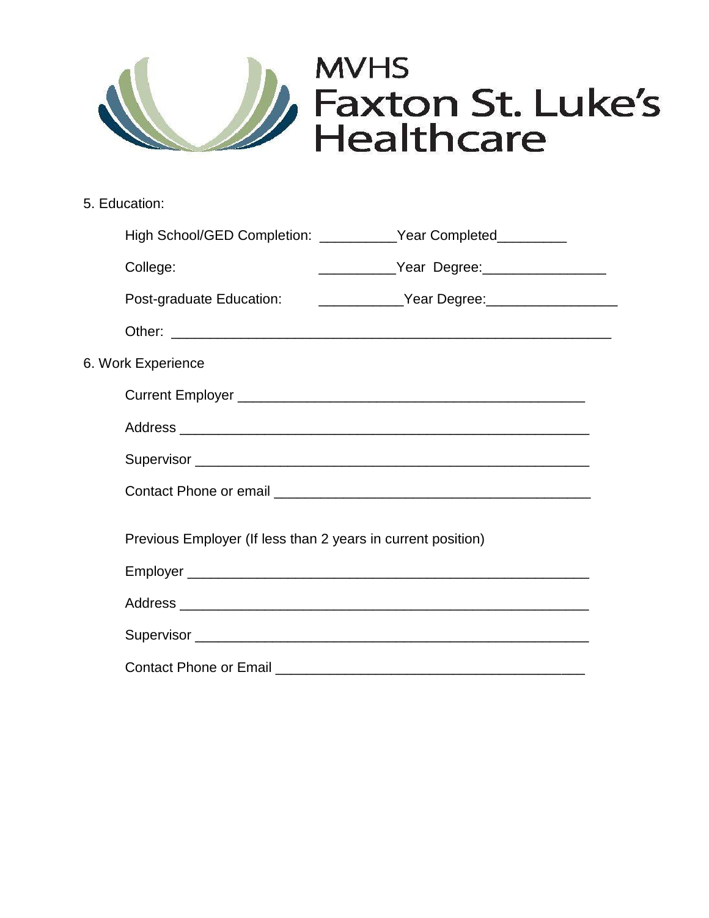MVHS
Faxton St. Luke's
Healthcare

5. Education:

High School/GED Completion: __________Year Completed_________

College: __________Year Degree:________________

Post-graduate Education: ___________Year Degree:_________________

Other: ________________________________________________________

6. Work Experience

Current Employer ____________________________________________

Address ___________________________________________________

Supervisor _________________________________________________

Contact Phone or email ________________________________________

Previous Employer (If less than 2 years in current position)

Employer __________________________________________________

Address ___________________________________________________

Supervisor _________________________________________________

Contact Phone or Email _______________________________________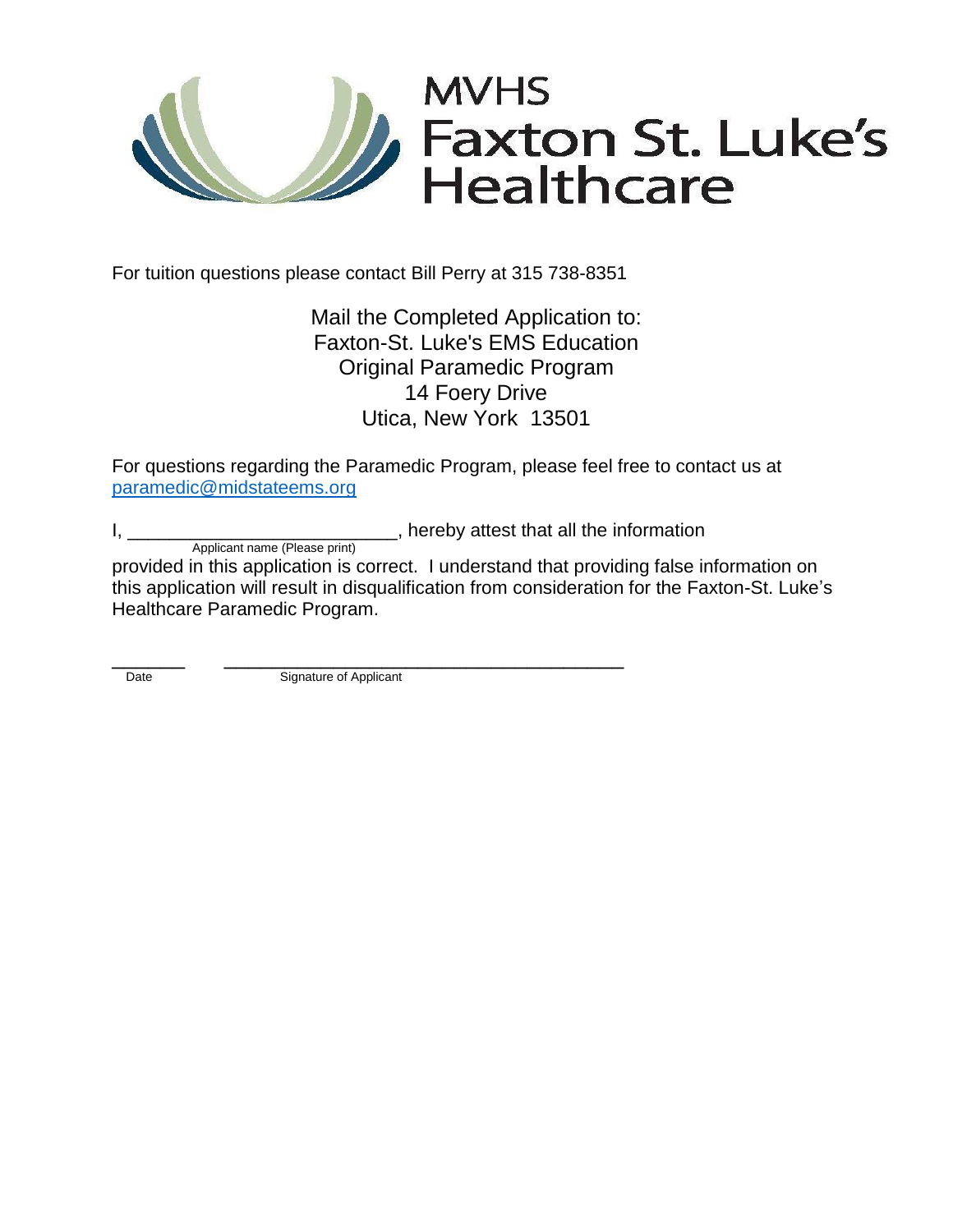MVHS
Faxton St. Luke's
Healthcare

For tuition questions please contact Bill Perry at 315 738-8351

Mail the Completed Application to:
Faxton-St. Luke's EMS Education
Original Paramedic Program
14 Foery Drive
Utica, New York 13501

For questions regarding the Paramedic Program, please feel free to contact us at paramedic@midstateems.org

I, __________________________, hereby attest that all the information
Applicant name (Please print)
provided in this application is correct. I understand that providing false information on this application will result in disqualification from consideration for the Faxton-St. Luke's Healthcare Paramedic Program.

_______ ________________________________________
Date Signature of Applicant